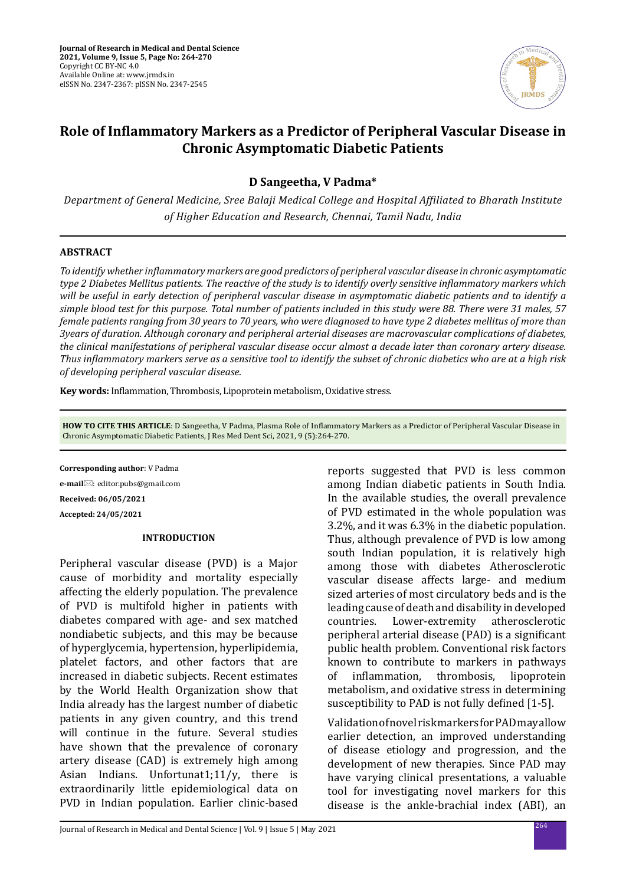# Role of Inflammatory Markers as a Predictor of Peripheral Vascular Disease in Chronic Asymptomatic Diabetic Patients

**D Sangeetha, V Padma***

*Department of General Medicine, Sree Balaji Medical College and Hospital Affiliated to Bharath Institute of Higher Education and Research, Chennai, Tamil Nadu, India*

## ABSTRACT

*To identify whether inflammatory markers are good predictors of peripheral vascular disease in chronic asymptomatic type 2 Diabetes Mellitus patients. The reactive of the study is to identify overly sensitive inflammatory markers which will be useful in early detection of peripheral vascular disease in asymptomatic diabetic patients and to identify a simple blood test for this purpose. Total number of patients included in this study were 88. There were 31 males, 57 female patients ranging from 30 years to 70 years, who were diagnosed to have type 2 diabetes mellitus of more than 3years of duration. Although coronary and peripheral arterial diseases are macrovascular complications of diabetes, the clinical manifestations of peripheral vascular disease occur almost a decade later than coronary artery disease. Thus inflammatory markers serve as a sensitive tool to identify the subset of chronic diabetics who are at a high risk of developing peripheral vascular disease.*

**Key words:** Inflammation, Thrombosis, Lipoprotein metabolism, Oxidative stress.

**HOW TO CITE THIS ARTICLE**: D Sangeetha, V Padma, Plasma Role of Inflammatory Markers as a Predictor of Peripheral Vascular Disease in Chronic Asymptomatic Diabetic Patients, J Res Med Dent Sci, 2021, 9 (5):264-270.

**Corresponding author**: V Padma

**e-mail**: editor.pubs@gmail.com

**Received: 06/05/2021**

**Accepted: 24/05/2021**

## INTRODUCTION

Peripheral vascular disease (PVD) is a Major cause of morbidity and mortality especially affecting the elderly population. The prevalence of PVD is multifold higher in patients with diabetes compared with age- and sex matched nondiabetic subjects, and this may be because of hyperglycemia, hypertension, hyperlipidemia, platelet factors, and other factors that are increased in diabetic subjects. Recent estimates by the World Health Organization show that India already has the largest number of diabetic patients in any given country, and this trend will continue in the future. Several studies have shown that the prevalence of coronary artery disease (CAD) is extremely high among Asian Indians. Unfortunat1;11/y, there is extraordinarily little epidemiological data on PVD in Indian population. Earlier clinic-based reports suggested that PVD is less common among Indian diabetic patients in South India. In the available studies, the overall prevalence of PVD estimated in the whole population was 3.2%, and it was 6.3% in the diabetic population. Thus, although prevalence of PVD is low among south Indian population, it is relatively high among those with diabetes Atherosclerotic vascular disease affects large- and medium sized arteries of most circulatory beds and is the leading cause of death and disability in developed countries. Lower-extremity atherosclerotic peripheral arterial disease (PAD) is a significant public health problem. Conventional risk factors known to contribute to markers in pathways of inflammation, thrombosis, lipoprotein metabolism, and oxidative stress in determining susceptibility to PAD is not fully defined [1-5].

Validation of novel risk markers for PAD may allow earlier detection, an improved understanding of disease etiology and progression, and the development of new therapies. Since PAD may have varying clinical presentations, a valuable tool for investigating novel markers for this disease is the ankle-brachial index (ABI), an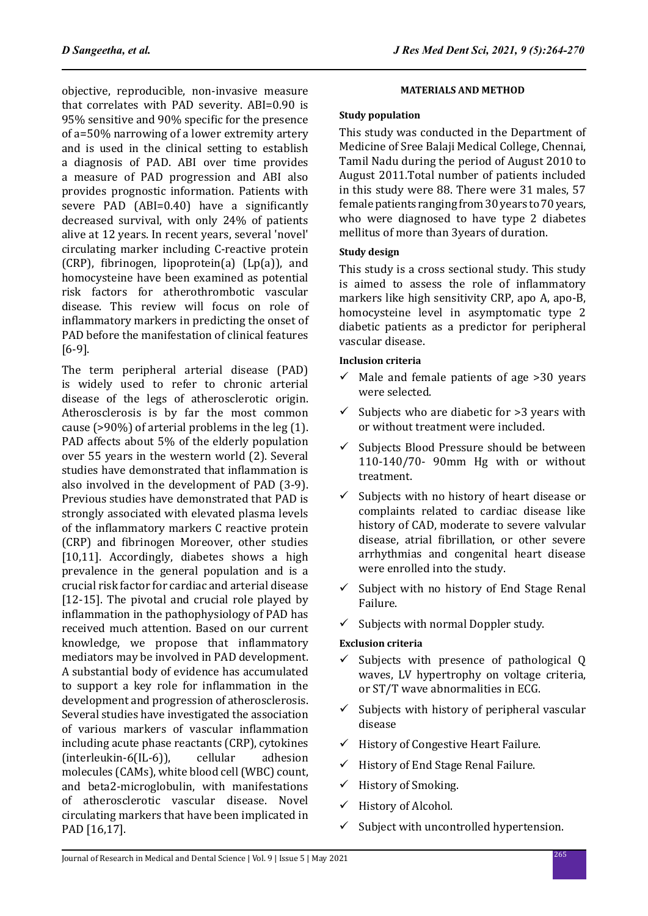objective, reproducible, non-invasive measure that correlates with PAD severity. ABI=0.90 is 95% sensitive and 90% specific for the presence of a=50% narrowing of a lower extremity artery and is used in the clinical setting to establish a diagnosis of PAD. ABI over time provides a measure of PAD progression and ABI also provides prognostic information. Patients with severe PAD (ABI=0.40) have a significantly decreased survival, with only 24% of patients alive at 12 years. In recent years, several 'novel' circulating marker including C-reactive protein (CRP), fibrinogen, lipoprotein(a) (Lp(a)), and homocysteine have been examined as potential risk factors for atherothrombotic vascular disease. This review will focus on role of inflammatory markers in predicting the onset of PAD before the manifestation of clinical features [6-9].

The term peripheral arterial disease (PAD) is widely used to refer to chronic arterial disease of the legs of atherosclerotic origin. Atherosclerosis is by far the most common cause (>90%) of arterial problems in the leg (1). PAD affects about 5% of the elderly population over 55 years in the western world (2). Several studies have demonstrated that inflammation is also involved in the development of PAD (3-9). Previous studies have demonstrated that PAD is strongly associated with elevated plasma levels of the inflammatory markers C reactive protein (CRP) and fibrinogen Moreover, other studies [10,11]. Accordingly, diabetes shows a high prevalence in the general population and is a crucial risk factor for cardiac and arterial disease [12-15]. The pivotal and crucial role played by inflammation in the pathophysiology of PAD has received much attention. Based on our current knowledge, we propose that inflammatory mediators may be involved in PAD development. A substantial body of evidence has accumulated to support a key role for inflammation in the development and progression of atherosclerosis. Several studies have investigated the association of various markers of vascular inflammation including acute phase reactants (CRP), cytokines (interleukin-6(IL-6)), cellular adhesion molecules (CAMs), white blood cell (WBC) count, and beta2-microglobulin, with manifestations of atherosclerotic vascular disease. Novel circulating markers that have been implicated in PAD [16,17].

## MATERIALS AND METHOD

### Study population

This study was conducted in the Department of Medicine of Sree Balaji Medical College, Chennai, Tamil Nadu during the period of August 2010 to August 2011.Total number of patients included in this study were 88. There were 31 males, 57 female patients ranging from 30 years to 70 years, who were diagnosed to have type 2 diabetes mellitus of more than 3years of duration.

### Study design

This study is a cross sectional study. This study is aimed to assess the role of inflammatory markers like high sensitivity CRP, apo A, apo-B, homocysteine level in asymptomatic type 2 diabetic patients as a predictor for peripheral vascular disease.

### Inclusion criteria

- ✓ Male and female patients of age >30 years were selected.
- ✓ Subjects who are diabetic for >3 years with or without treatment were included.
- ✓ Subjects Blood Pressure should be between 110-140/70- 90mm Hg with or without treatment.
- ✓ Subjects with no history of heart disease or complaints related to cardiac disease like history of CAD, moderate to severe valvular disease, atrial fibrillation, or other severe arrhythmias and congenital heart disease were enrolled into the study.
- ✓ Subject with no history of End Stage Renal Failure.
- ✓ Subjects with normal Doppler study.

### Exclusion criteria

- ✓ Subjects with presence of pathological Q waves, LV hypertrophy on voltage criteria, or ST/T wave abnormalities in ECG.
- ✓ Subjects with history of peripheral vascular disease
- ✓ History of Congestive Heart Failure.
- ✓ History of End Stage Renal Failure.
- ✓ History of Smoking.
- ✓ History of Alcohol.
- ✓ Subject with uncontrolled hypertension.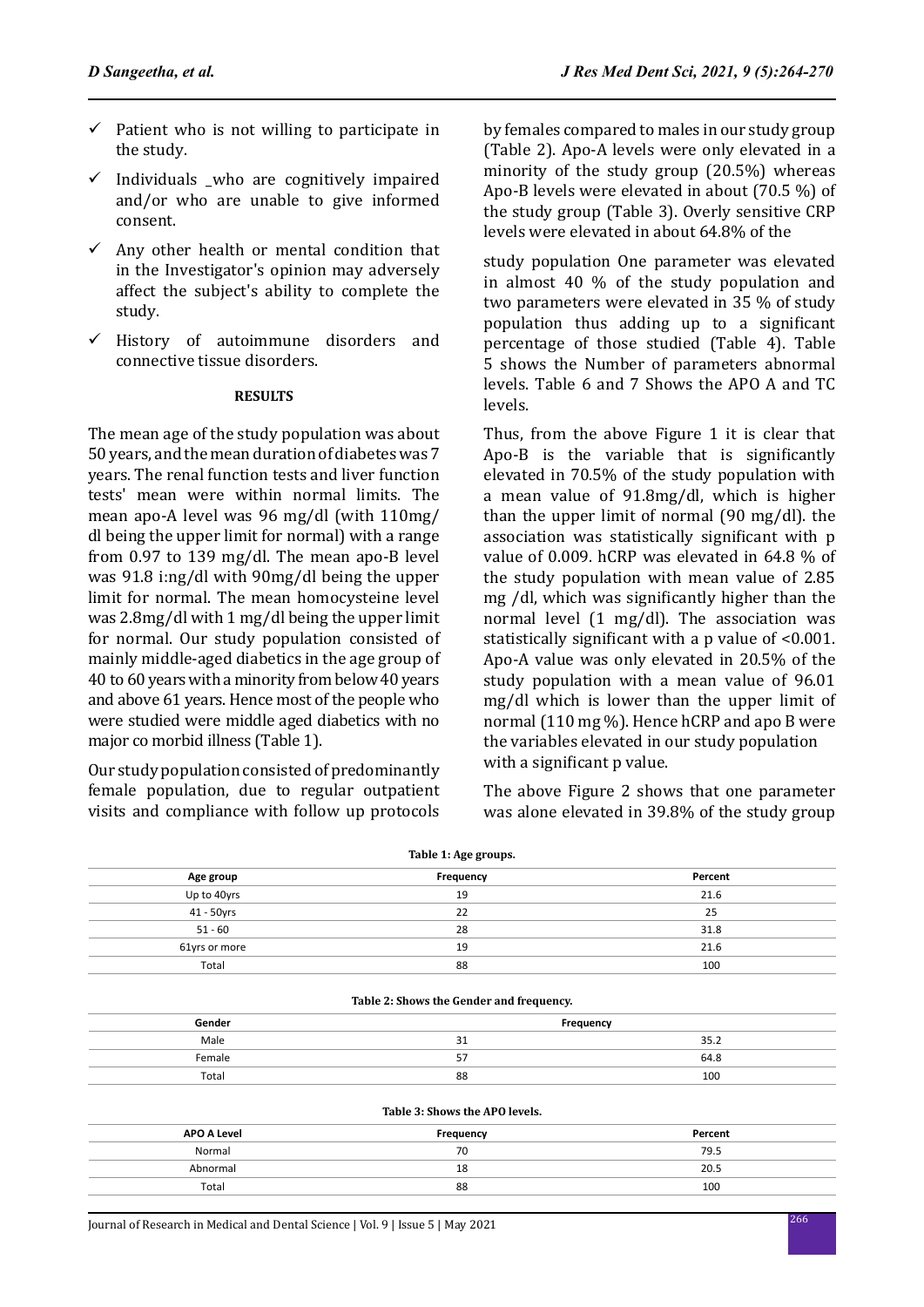- ✓ Patient who is not willing to participate in the study.
- ✓ Individuals _who are cognitively impaired and/or who are unable to give informed consent.
- ✓ Any other health or mental condition that in the Investigator's opinion may adversely affect the subject's ability to complete the study.
- ✓ History of autoimmune disorders and connective tissue disorders.

## RESULTS

The mean age of the study population was about 50 years, and the mean duration of diabetes was 7 years. The renal function tests and liver function tests' mean were within normal limits. The mean apo-A level was 96 mg/dl (with 110mg/dl being the upper limit for normal) with a range from 0.97 to 139 mg/dl. The mean apo-B level was 91.8 i:ng/dl with 90mg/dl being the upper limit for normal. The mean homocysteine level was 2.8mg/dl with 1 mg/dl being the upper limit for normal. Our study population consisted of mainly middle-aged diabetics in the age group of 40 to 60 years with a minority from below 40 years and above 61 years. Hence most of the people who were studied were middle aged diabetics with no major co morbid illness (Table 1).

Our study population consisted of predominantly female population, due to regular outpatient visits and compliance with follow up protocols by females compared to males in our study group (Table 2). Apo-A levels were only elevated in a minority of the study group (20.5%) whereas Apo-B levels were elevated in about (70.5 %) of the study group (Table 3). Overly sensitive CRP levels were elevated in about 64.8% of the

study population One parameter was elevated in almost 40 % of the study population and two parameters were elevated in 35 % of study population thus adding up to a significant percentage of those studied (Table 4). Table 5 shows the Number of parameters abnormal levels. Table 6 and 7 Shows the APO A and TC levels.

Thus, from the above Figure 1 it is clear that Apo-B is the variable that is significantly elevated in 70.5% of the study population with a mean value of 91.8mg/dl, which is higher than the upper limit of normal (90 mg/dl). the association was statistically significant with p value of 0.009. hCRP was elevated in 64.8 % of the study population with mean value of 2.85 mg /dl, which was significantly higher than the normal level (1 mg/dl). The association was statistically significant with a p value of <0.001. Apo-A value was only elevated in 20.5% of the study population with a mean value of 96.01 mg/dl which is lower than the upper limit of normal (110 mg %). Hence hCRP and apo B were the variables elevated in our study population with a significant p value.

The above Figure 2 shows that one parameter was alone elevated in 39.8% of the study group

**Table 1: Age groups.**

| Age group | Frequency | Percent |
|---|---|---|
| Up to 40yrs | 19 | 21.6 |
| 41 - 50yrs | 22 | 25 |
| 51 - 60 | 28 | 31.8 |
| 61yrs or more | 19 | 21.6 |
| Total | 88 | 100 |

**Table 2: Shows the Gender and frequency.**

| Gender | Frequency | |
|---|---|---|
| Male | 31 | 35.2 |
| Female | 57 | 64.8 |
| Total | 88 | 100 |

**Table 3: Shows the APO levels.**

| APO A Level | Frequency | Percent |
|---|---|---|
| Normal | 70 | 79.5 |
| Abnormal | 18 | 20.5 |
| Total | 88 | 100 |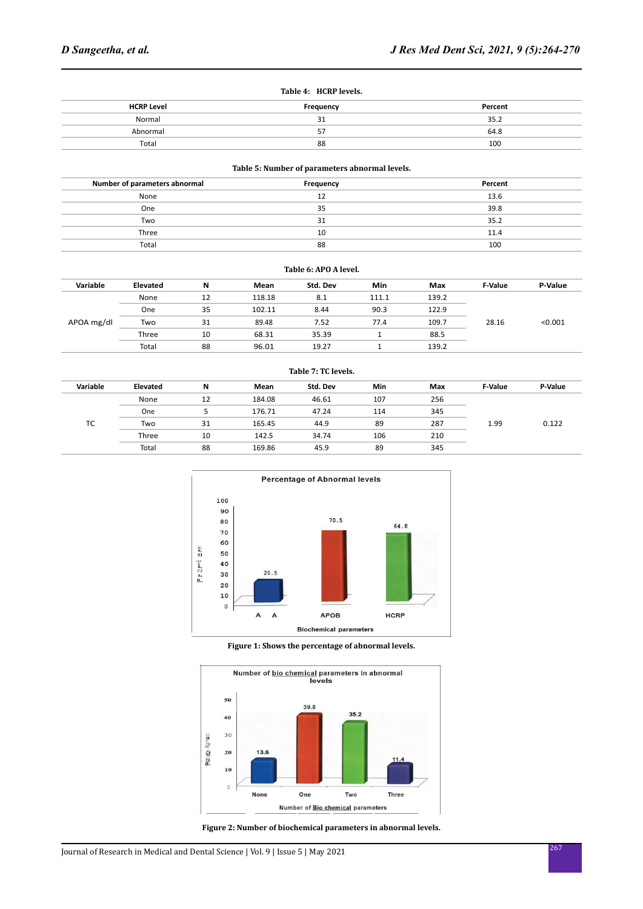**Table 4: HCRP levels.**

| HCRP Level | Frequency | Percent |
|---|---|---|
| Normal | 31 | 35.2 |
| Abnormal | 57 | 64.8 |
| Total | 88 | 100 |

**Table 5: Number of parameters abnormal levels.**

| Number of parameters abnormal | Frequency | Percent |
|---|---|---|
| None | 12 | 13.6 |
| One | 35 | 39.8 |
| Two | 31 | 35.2 |
| Three | 10 | 11.4 |
| Total | 88 | 100 |

**Table 6: APO A level.**

| Variable | Elevated | N | Mean | Std. Dev | Min | Max | F-Value | P-Value |
|---|---|---|---|---|---|---|---|---|
| APOA mg/dl | None | 12 | 118.18 | 8.1 | 111.1 | 139.2 | 28.16 | <0.001 |
| | One | 35 | 102.11 | 8.44 | 90.3 | 122.9 | | |
| | Two | 31 | 89.48 | 7.52 | 77.4 | 109.7 | | |
| | Three | 10 | 68.31 | 35.39 | 1 | 88.5 | | |
| | Total | 88 | 96.01 | 19.27 | 1 | 139.2 | | |

**Table 7: TC levels.**

| Variable | Elevated | N | Mean | Std. Dev | Min | Max | F-Value | P-Value |
|---|---|---|---|---|---|---|---|---|
| TC | None | 12 | 184.08 | 46.61 | 107 | 256 | 1.99 | 0.122 |
| | One | 5 | 176.71 | 47.24 | 114 | 345 | | |
| | Two | 31 | 165.45 | 44.9 | 89 | 287 | | |
| | Three | 10 | 142.5 | 34.74 | 106 | 210 | | |
| | Total | 88 | 169.86 | 45.9 | 89 | 345 | | |

**Figure 1: Shows the percentage of abnormal levels.**

**Figure 2: Number of biochemical parameters in abnormal levels.**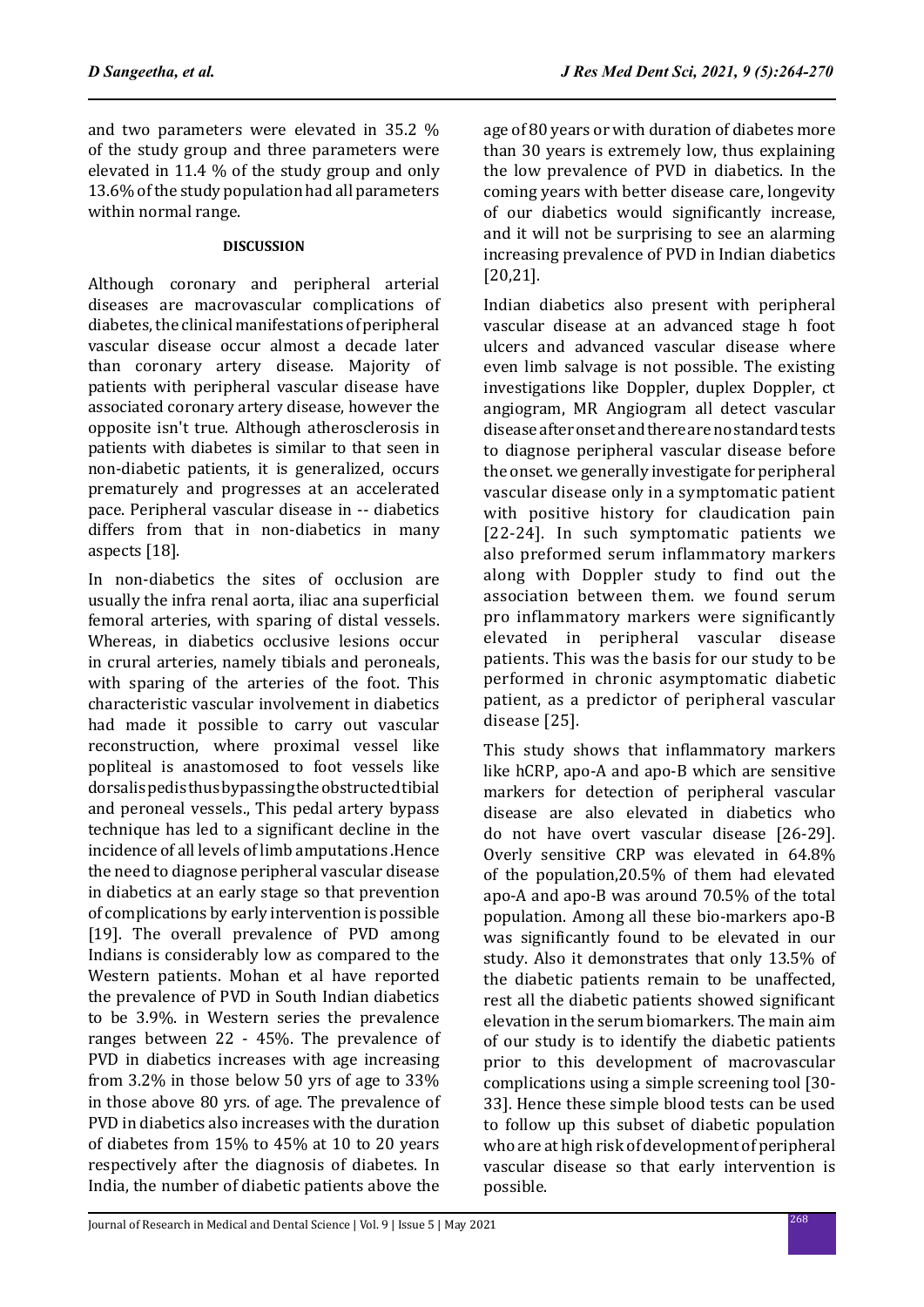and two parameters were elevated in 35.2 % of the study group and three parameters were elevated in 11.4 % of the study group and only 13.6% of the study population had all parameters within normal range.

## DISCUSSION

Although coronary and peripheral arterial diseases are macrovascular complications of diabetes, the clinical manifestations of peripheral vascular disease occur almost a decade later than coronary artery disease. Majority of patients with peripheral vascular disease have associated coronary artery disease, however the opposite isn't true. Although atherosclerosis in patients with diabetes is similar to that seen in non-diabetic patients, it is generalized, occurs prematurely and progresses at an accelerated pace. Peripheral vascular disease in -- diabetics differs from that in non-diabetics in many aspects [18].

In non-diabetics the sites of occlusion are usually the infra renal aorta, iliac ana superficial femoral arteries, with sparing of distal vessels. Whereas, in diabetics occlusive lesions occur in crural arteries, namely tibials and peroneals, with sparing of the arteries of the foot. This characteristic vascular involvement in diabetics had made it possible to carry out vascular reconstruction, where proximal vessel like popliteal is anastomosed to foot vessels like dorsalis pedis thus bypassing the obstructed tibial and peroneal vessels., This pedal artery bypass technique has led to a significant decline in the incidence of all levels of limb amputations .Hence the need to diagnose peripheral vascular disease in diabetics at an early stage so that prevention of complications by early intervention is possible [19]. The overall prevalence of PVD among Indians is considerably low as compared to the Western patients. Mohan et al have reported the prevalence of PVD in South Indian diabetics to be 3.9%. in Western series the prevalence ranges between 22 - 45%. The prevalence of PVD in diabetics increases with age increasing from 3.2% in those below 50 yrs of age to 33% in those above 80 yrs. of age. The prevalence of PVD in diabetics also increases with the duration of diabetes from 15% to 45% at 10 to 20 years respectively after the diagnosis of diabetes. In India, the number of diabetic patients above the age of 80 years or with duration of diabetes more than 30 years is extremely low, thus explaining the low prevalence of PVD in diabetics. In the coming years with better disease care, longevity of our diabetics would significantly increase, and it will not be surprising to see an alarming increasing prevalence of PVD in Indian diabetics [20,21].

Indian diabetics also present with peripheral vascular disease at an advanced stage h foot ulcers and advanced vascular disease where even limb salvage is not possible. The existing investigations like Doppler, duplex Doppler, ct angiogram, MR Angiogram all detect vascular disease after onset and there are no standard tests to diagnose peripheral vascular disease before the onset. we generally investigate for peripheral vascular disease only in a symptomatic patient with positive history for claudication pain [22-24]. In such symptomatic patients we also preformed serum inflammatory markers along with Doppler study to find out the association between them. we found serum pro inflammatory markers were significantly elevated in peripheral vascular disease patients. This was the basis for our study to be performed in chronic asymptomatic diabetic patient, as a predictor of peripheral vascular disease [25].

This study shows that inflammatory markers like hCRP, apo-A and apo-B which are sensitive markers for detection of peripheral vascular disease are also elevated in diabetics who do not have overt vascular disease [26-29]. Overly sensitive CRP was elevated in 64.8% of the population,20.5% of them had elevated apo-A and apo-B was around 70.5% of the total population. Among all these bio-markers apo-B was significantly found to be elevated in our study. Also it demonstrates that only 13.5% of the diabetic patients remain to be unaffected, rest all the diabetic patients showed significant elevation in the serum biomarkers. The main aim of our study is to identify the diabetic patients prior to this development of macrovascular complications using a simple screening tool [30-33]. Hence these simple blood tests can be used to follow up this subset of diabetic population who are at high risk of development of peripheral vascular disease so that early intervention is possible.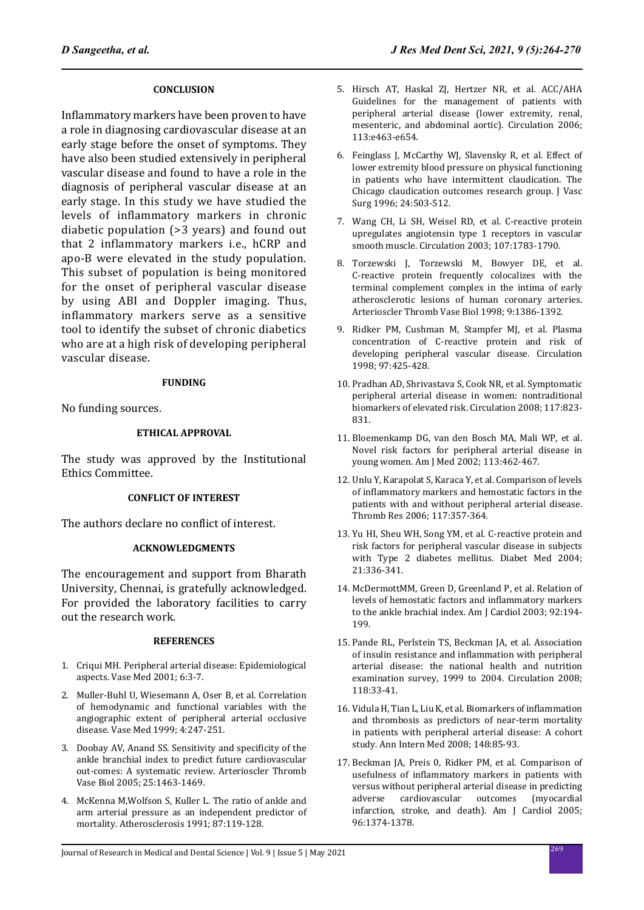## CONCLUSION

Inflammatory markers have been proven to have a role in diagnosing cardiovascular disease at an early stage before the onset of symptoms. They have also been studied extensively in peripheral vascular disease and found to have a role in the diagnosis of peripheral vascular disease at an early stage. In this study we have studied the levels of inflammatory markers in chronic diabetic population (>3 years) and found out that 2 inflammatory markers i.e., hCRP and apo-B were elevated in the study population. This subset of population is being monitored for the onset of peripheral vascular disease by using ABI and Doppler imaging. Thus, inflammatory markers serve as a sensitive tool to identify the subset of chronic diabetics who are at a high risk of developing peripheral vascular disease.

## FUNDING

No funding sources.

## ETHICAL APPROVAL

The study was approved by the Institutional Ethics Committee.

## CONFLICT OF INTEREST

The authors declare no conflict of interest.

## ACKNOWLEDGMENTS

The encouragement and support from Bharath University, Chennai, is gratefully acknowledged. For provided the laboratory facilities to carry out the research work.

## REFERENCES

1. Criqui MH. Peripheral arterial disease: Epidemiological aspects. Vasc Med 2001; 6:3-7.
2. Muller-Buhl U, Wiesemann A, Oser B, et al. Correlation of hemodynamic and functional variables with the angiographic extent of peripheral arterial occlusive disease. Vasc Med 1999; 4:247-251.
3. Doobay AV, Anand SS. Sensitivity and specificity of the ankle branchial index to predict future cardiovascular out-comes: A systematic review. Arterioscler Thromb Vasc Biol 2005; 25:1463-1469.
4. McKenna M,Wolfson S, Kuller L. The ratio of ankle and arm arterial pressure as an independent predictor of mortality. Atherosclerosis 1991; 87:119-128.
5. Hirsch AT, Haskal ZJ, Hertzer NR, et al. ACC/AHA Guidelines for the management of patients with peripheral arterial disease (lower extremity, renal, mesenteric, and abdominal aortic). Circulation 2006; 113:e463-e654.
6. Feinglass J, McCarthy WJ, Slavensky R, et al. Effect of lower extremity blood pressure on physical functioning in patients who have intermittent claudication. The Chicago claudication outcomes research group. J Vasc Surg 1996; 24:503-512.
7. Wang CH, Li SH, Weisel RD, et al. C-reactive protein upregulates angiotensin type 1 receptors in vascular smooth muscle. Circulation 2003; 107:1783-1790.
8. Torzewski J, Torzewski M, Bowyer DE, et al. C-reactive protein frequently colocalizes with the terminal complement complex in the intima of early atherosclerotic lesions of human coronary arteries. Arterioscler Thromb Vasc Biol 1998; 9:1386-1392.
9. Ridker PM, Cushman M, Stampfer MJ, et al. Plasma concentration of C-reactive protein and risk of developing peripheral vascular disease. Circulation 1998; 97:425-428.
10. Pradhan AD, Shrivastava S, Cook NR, et al. Symptomatic peripheral arterial disease in women: nontraditional biomarkers of elevated risk. Circulation 2008; 117:823-831.
11. Bloemenkamp DG, van den Bosch MA, Mali WP, et al. Novel risk factors for peripheral arterial disease in young women. Am J Med 2002; 113:462-467.
12. Unlu Y, Karapolat S, Karaca Y, et al. Comparison of levels of inflammatory markers and hemostatic factors in the patients with and without peripheral arterial disease. Thromb Res 2006; 117:357-364.
13. Yu HI, Sheu WH, Song YM, et al. C-reactive protein and risk factors for peripheral vascular disease in subjects with Type 2 diabetes mellitus. Diabet Med 2004; 21:336-341.
14. McDermottMM, Green D, Greenland P, et al. Relation of levels of hemostatic factors and inflammatory markers to the ankle brachial index. Am J Cardiol 2003; 92:194-199.
15. Pande RL, Perlstein TS, Beckman JA, et al. Association of insulin resistance and inflammation with peripheral arterial disease: the national health and nutrition examination survey, 1999 to 2004. Circulation 2008; 118:33-41.
16. Vidula H, Tian L, Liu K, et al. Biomarkers of inflammation and thrombosis as predictors of near-term mortality in patients with peripheral arterial disease: A cohort study. Ann Intern Med 2008; 148:85-93.
17. Beckman JA, Preis 0, Ridker PM, et al. Comparison of usefulness of inflammatory markers in patients with versus without peripheral arterial disease in predicting adverse cardiovascular outcomes (myocardial infarction, stroke, and death). Am J Cardiol 2005; 96:1374-1378.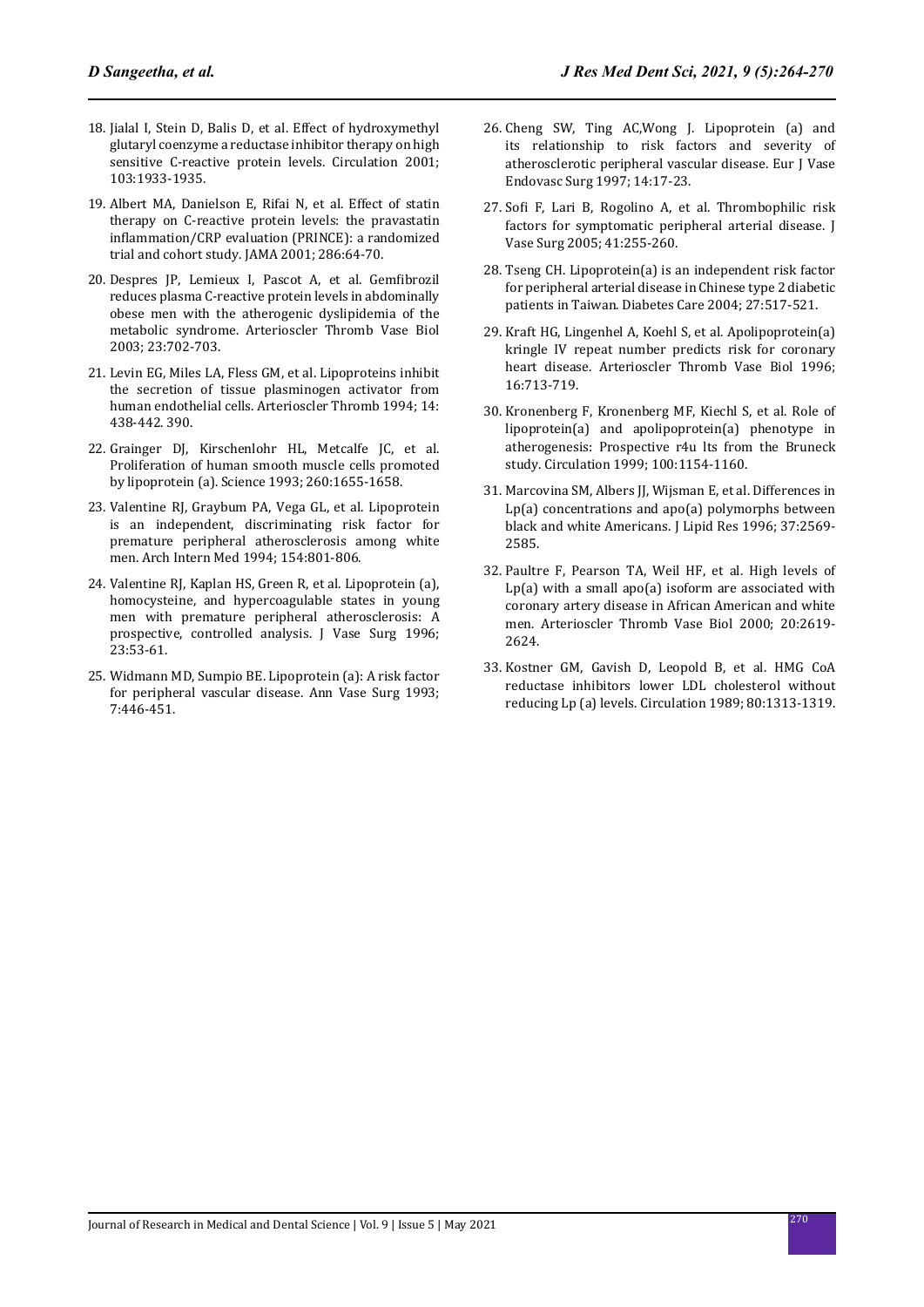18. Jialal I, Stein D, Balis D, et al. Effect of hydroxymethyl glutaryl coenzyme a reductase inhibitor therapy on high sensitive C-reactive protein levels. Circulation 2001; 103:1933-1935.

19. Albert MA, Danielson E, Rifai N, et al. Effect of statin therapy on C-reactive protein levels: the pravastatin inflammation/CRP evaluation (PRINCE): a randomized trial and cohort study. JAMA 2001; 286:64-70.

20. Despres JP, Lemieux I, Pascot A, et al. Gemfibrozil reduces plasma C-reactive protein levels in abdominally obese men with the atherogenic dyslipidemia of the metabolic syndrome. Arterioscler Thromb Vasc Biol 2003; 23:702-703.

21. Levin EG, Miles LA, Fless GM, et al. Lipoproteins inhibit the secretion of tissue plasminogen activator from human endothelial cells. Arterioscler Thromb 1994; 14: 438-442. 390.

22. Grainger DJ, Kirschenlohr HL, Metcalfe JC, et al. Proliferation of human smooth muscle cells promoted by lipoprotein (a). Science 1993; 260:1655-1658.

23. Valentine RJ, Grayburn PA, Vega GL, et al. Lipoprotein is an independent, discriminating risk factor for premature peripheral atherosclerosis among white men. Arch Intern Med 1994; 154:801-806.

24. Valentine RJ, Kaplan HS, Green R, et al. Lipoprotein (a), homocysteine, and hypercoagulable states in young men with premature peripheral atherosclerosis: A prospective, controlled analysis. J Vasc Surg 1996; 23:53-61.

25. Widmann MD, Sumpio BE. Lipoprotein (a): A risk factor for peripheral vascular disease. Ann Vasc Surg 1993; 7:446-451.

26. Cheng SW, Ting AC,Wong J. Lipoprotein (a) and its relationship to risk factors and severity of atherosclerotic peripheral vascular disease. Eur J Vasc Endovasc Surg 1997; 14:17-23.

27. Sofi F, Lari B, Rogolino A, et al. Thrombophilic risk factors for symptomatic peripheral arterial disease. J Vasc Surg 2005; 41:255-260.

28. Tseng CH. Lipoprotein(a) is an independent risk factor for peripheral arterial disease in Chinese type 2 diabetic patients in Taiwan. Diabetes Care 2004; 27:517-521.

29. Kraft HG, Lingenhel A, Koehl S, et al. Apolipoprotein(a) kringle IV repeat number predicts risk for coronary heart disease. Arterioscler Thromb Vasc Biol 1996; 16:713-719.

30. Kronenberg F, Kronenberg MF, Kiechl S, et al. Role of lipoprotein(a) and apolipoprotein(a) phenotype in atherogenesis: Prospective r4u lts from the Bruneck study. Circulation 1999; 100:1154-1160.

31. Marcovina SM, Albers JJ, Wijsman E, et al. Differences in Lp(a) concentrations and apo(a) polymorphs between black and white Americans. J Lipid Res 1996; 37:2569-2585.

32. Paultre F, Pearson TA, Weil HF, et al. High levels of Lp(a) with a small apo(a) isoform are associated with coronary artery disease in African American and white men. Arterioscler Thromb Vasc Biol 2000; 20:2619-2624.

33. Kostner GM, Gavish D, Leopold B, et al. HMG CoA reductase inhibitors lower LDL cholesterol without reducing Lp (a) levels. Circulation 1989; 80:1313-1319.